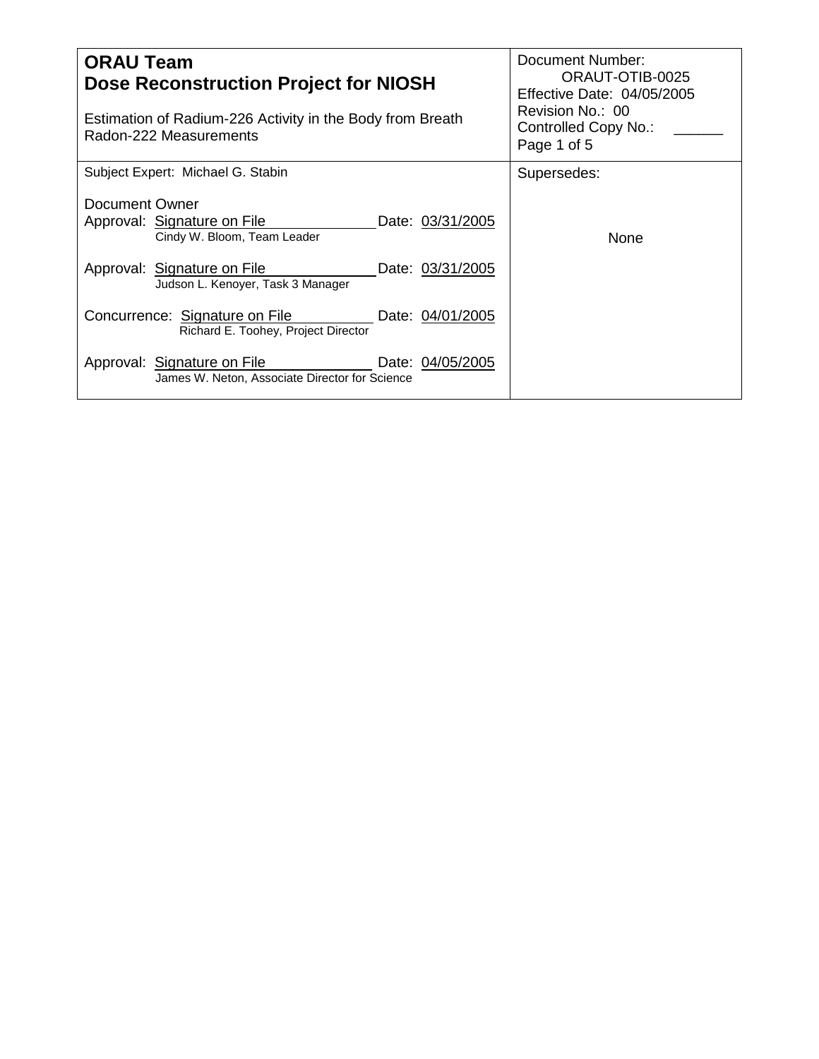| **ORAU Team**<br>**Dose Reconstruction Project for NIOSH**<br><br>Estimation of Radium-226 Activity in the Body from Breath Radon-222 Measurements | Document Number: ORAUT-OTIB-0025<br>Effective Date: 04/05/2005<br>Revision No.: 00<br>Controlled Copy No.: ______ |
| --- | --- |
| Subject Expert: Michael G. Stabin<br><br>Document Owner<br>Approval: Signature on File Date: 03/31/2005<br>Cindy W. Bloom, Team Leader<br><br>Approval: Signature on File Date: 03/31/2005<br>Judson L. Kenoyer, Task 3 Manager<br><br>Concurrence: Signature on File Date: 04/01/2005<br>Richard E. Toohey, Project Director<br><br>Approval: Signature on File Date: 04/05/2005<br>James W. Neton, Associate Director for Science | Supersedes:<br><br>None |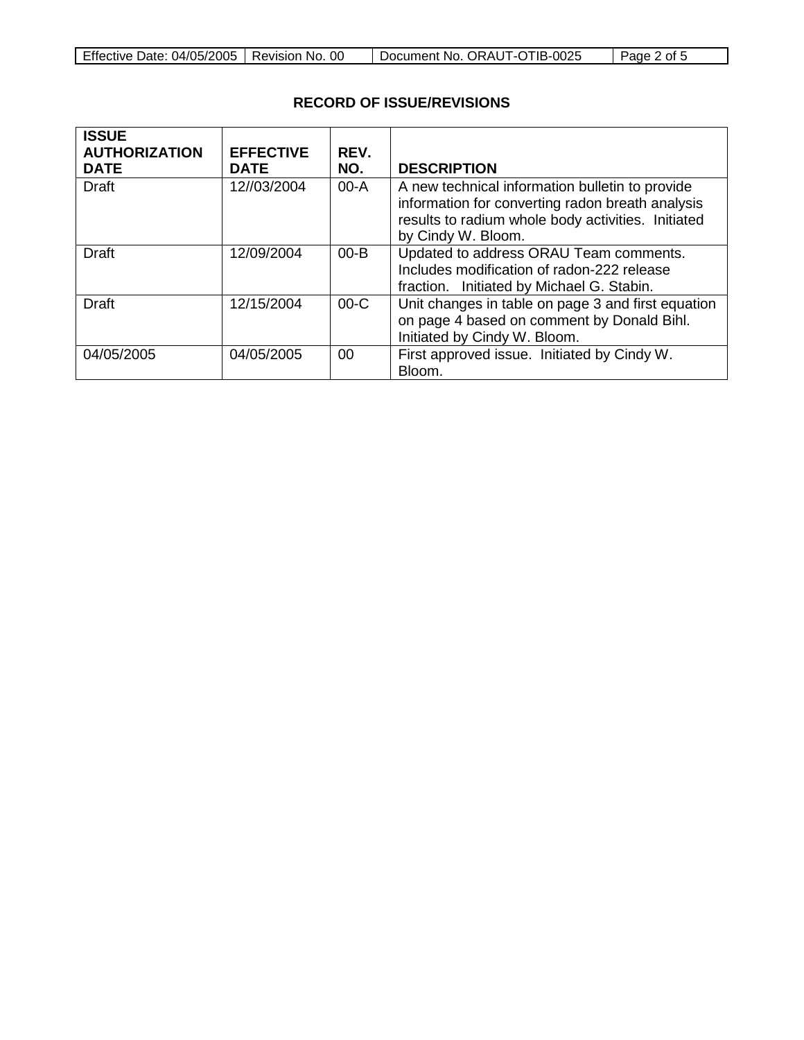## RECORD OF ISSUE/REVISIONS

| ISSUE AUTHORIZATION DATE | EFFECTIVE DATE | REV. NO. | DESCRIPTION |
|---|---|---|---|
| Draft | 12//03/2004 | 00-A | A new technical information bulletin to provide information for converting radon breath analysis results to radium whole body activities. Initiated by Cindy W. Bloom. |
| Draft | 12/09/2004 | 00-B | Updated to address ORAU Team comments. Includes modification of radon-222 release fraction. Initiated by Michael G. Stabin. |
| Draft | 12/15/2004 | 00-C | Unit changes in table on page 3 and first equation on page 4 based on comment by Donald Bihl. Initiated by Cindy W. Bloom. |
| 04/05/2005 | 04/05/2005 | 00 | First approved issue. Initiated by Cindy W. Bloom. |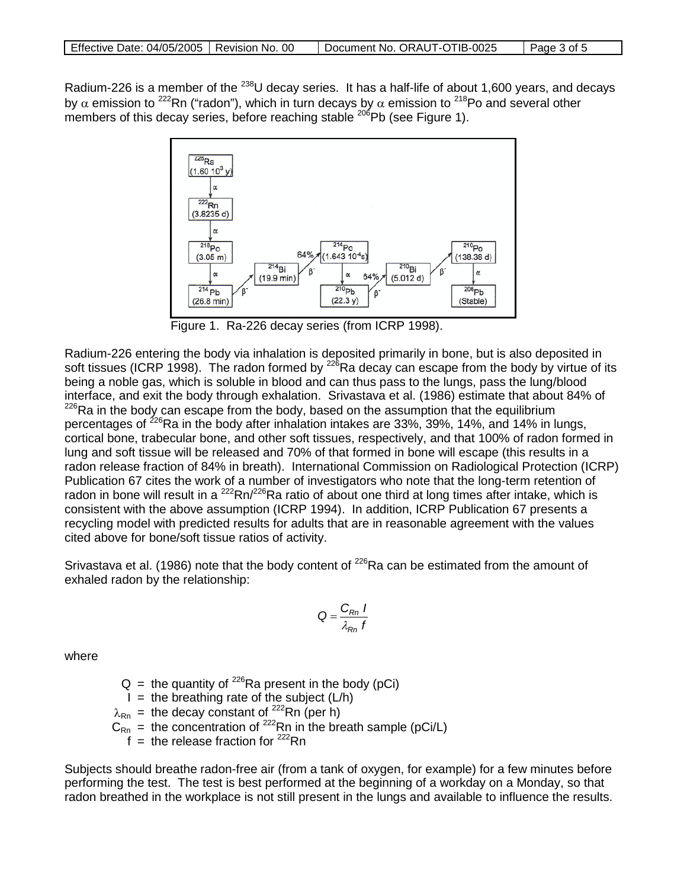Radium-226 is a member of the $^{238}U$ decay series. It has a half-life of about 1,600 years, and decays by $\alpha$ emission to $^{222}Rn$ ("radon"), which in turn decays by $\alpha$ emission to $^{218}Po$ and several other members of this decay series, before reaching stable $^{206}Pb$ (see Figure 1).

Figure 1. Ra-226 decay series (from ICRP 1998).

Radium-226 entering the body via inhalation is deposited primarily in bone, but is also deposited in soft tissues (ICRP 1998). The radon formed by $^{226}Ra$ decay can escape from the body by virtue of its being a noble gas, which is soluble in blood and can thus pass to the lungs, pass the lung/blood interface, and exit the body through exhalation. Srivastava et al. (1986) estimate that about 84% of $^{226}Ra$ in the body can escape from the body, based on the assumption that the equilibrium percentages of $^{226}Ra$ in the body after inhalation intakes are 33%, 39%, 14%, and 14% in lungs, cortical bone, trabecular bone, and other soft tissues, respectively, and that 100% of radon formed in lung and soft tissue will be released and 70% of that formed in bone will escape (this results in a radon release fraction of 84% in breath). International Commission on Radiological Protection (ICRP) Publication 67 cites the work of a number of investigators who note that the long-term retention of radon in bone will result in a $^{222}Rn/^{226}Ra$ ratio of about one third at long times after intake, which is consistent with the above assumption (ICRP 1994). In addition, ICRP Publication 67 presents a recycling model with predicted results for adults that are in reasonable agreement with the values cited above for bone/soft tissue ratios of activity.

Srivastava et al. (1986) note that the body content of $^{226}Ra$ can be estimated from the amount of exhaled radon by the relationship:

$$Q = \frac{C_{Rn}\, I}{\lambda_{Rn}\, f}$$

where

- $Q$ = the quantity of $^{226}Ra$ present in the body (pCi)
- $I$ = the breathing rate of the subject (L/h)
- $\lambda_{Rn}$ = the decay constant of $^{222}Rn$ (per h)
- $C_{Rn}$ = the concentration of $^{222}Rn$ in the breath sample (pCi/L)
- $f$ = the release fraction for $^{222}Rn$

Subjects should breathe radon-free air (from a tank of oxygen, for example) for a few minutes before performing the test. The test is best performed at the beginning of a workday on a Monday, so that radon breathed in the workplace is not still present in the lungs and available to influence the results.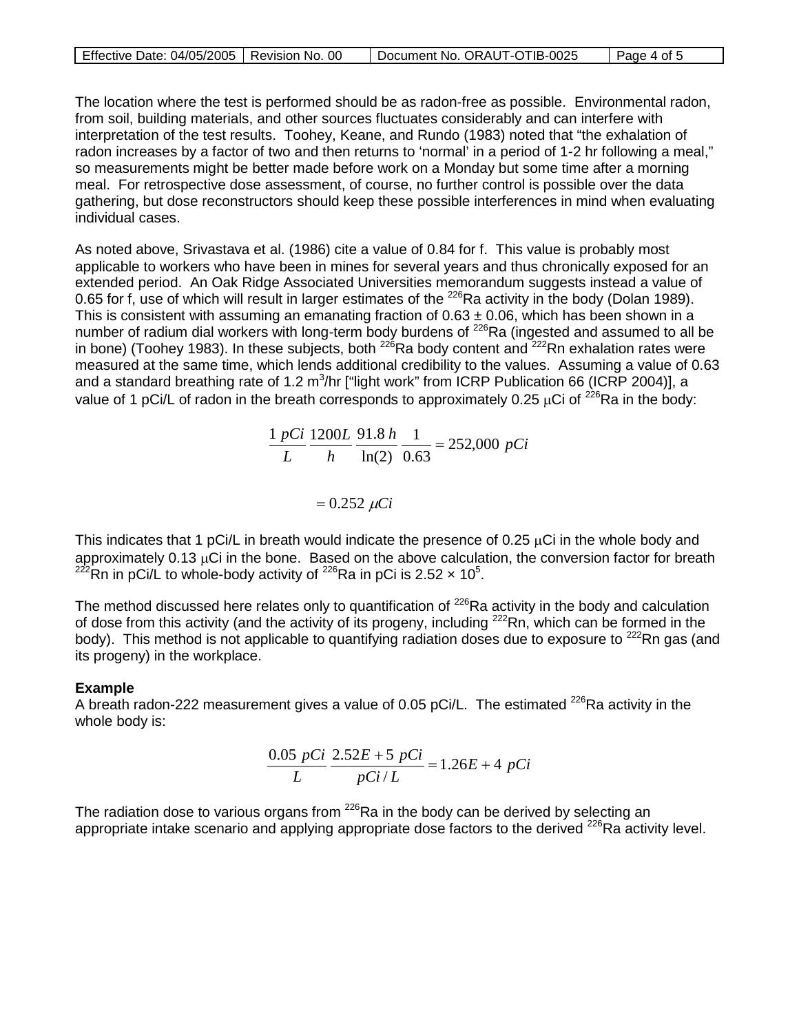The location where the test is performed should be as radon-free as possible. Environmental radon, from soil, building materials, and other sources fluctuates considerably and can interfere with interpretation of the test results. Toohey, Keane, and Rundo (1983) noted that "the exhalation of radon increases by a factor of two and then returns to 'normal' in a period of 1-2 hr following a meal," so measurements might be better made before work on a Monday but some time after a morning meal. For retrospective dose assessment, of course, no further control is possible over the data gathering, but dose reconstructors should keep these possible interferences in mind when evaluating individual cases.

As noted above, Srivastava et al. (1986) cite a value of 0.84 for f. This value is probably most applicable to workers who have been in mines for several years and thus chronically exposed for an extended period. An Oak Ridge Associated Universities memorandum suggests instead a value of 0.65 for f, use of which will result in larger estimates of the $^{226}$Ra activity in the body (Dolan 1989). This is consistent with assuming an emanating fraction of 0.63 ± 0.06, which has been shown in a number of radium dial workers with long-term body burdens of $^{226}$Ra (ingested and assumed to all be in bone) (Toohey 1983). In these subjects, both $^{226}$Ra body content and $^{222}$Rn exhalation rates were measured at the same time, which lends additional credibility to the values. Assuming a value of 0.63 and a standard breathing rate of 1.2 $m^3$/hr ["light work" from ICRP Publication 66 (ICRP 2004)], a value of 1 pCi/L of radon in the breath corresponds to approximately 0.25 μCi of $^{226}$Ra in the body:

$$\frac{1\ pCi}{L}\ \frac{1200L}{h}\ \frac{91.8\ h}{\ln(2)}\ \frac{1}{0.63} = 252{,}000\ pCi$$

$$= 0.252\ \mu Ci$$

This indicates that 1 pCi/L in breath would indicate the presence of 0.25 μCi in the whole body and approximately 0.13 μCi in the bone. Based on the above calculation, the conversion factor for breath $^{222}$Rn in pCi/L to whole-body activity of $^{226}$Ra in pCi is $2.52 \times 10^5$.

The method discussed here relates only to quantification of $^{226}$Ra activity in the body and calculation of dose from this activity (and the activity of its progeny, including $^{222}$Rn, which can be formed in the body). This method is not applicable to quantifying radiation doses due to exposure to $^{222}$Rn gas (and its progeny) in the workplace.

**Example**

A breath radon-222 measurement gives a value of 0.05 pCi/L. The estimated $^{226}$Ra activity in the whole body is:

$$\frac{0.05\ pCi}{L}\ \frac{2.52E+5\ pCi}{pCi/L} = 1.26E+4\ pCi$$

The radiation dose to various organs from $^{226}$Ra in the body can be derived by selecting an appropriate intake scenario and applying appropriate dose factors to the derived $^{226}$Ra activity level.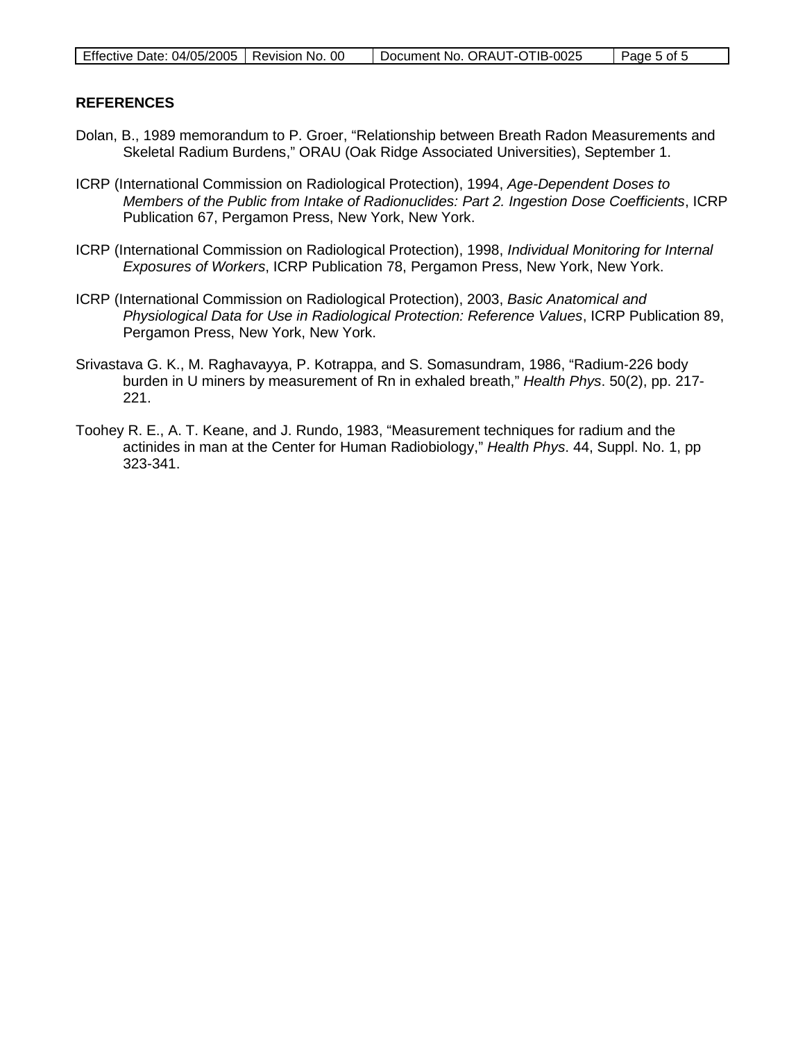## REFERENCES

Dolan, B., 1989 memorandum to P. Groer, "Relationship between Breath Radon Measurements and Skeletal Radium Burdens," ORAU (Oak Ridge Associated Universities), September 1.

ICRP (International Commission on Radiological Protection), 1994, *Age-Dependent Doses to Members of the Public from Intake of Radionuclides: Part 2. Ingestion Dose Coefficients*, ICRP Publication 67, Pergamon Press, New York, New York.

ICRP (International Commission on Radiological Protection), 1998, *Individual Monitoring for Internal Exposures of Workers*, ICRP Publication 78, Pergamon Press, New York, New York.

ICRP (International Commission on Radiological Protection), 2003, *Basic Anatomical and Physiological Data for Use in Radiological Protection: Reference Values*, ICRP Publication 89, Pergamon Press, New York, New York.

Srivastava G. K., M. Raghavayya, P. Kotrappa, and S. Somasundram, 1986, "Radium-226 body burden in U miners by measurement of Rn in exhaled breath," *Health Phys*. 50(2), pp. 217-221.

Toohey R. E., A. T. Keane, and J. Rundo, 1983, "Measurement techniques for radium and the actinides in man at the Center for Human Radiobiology," *Health Phys*. 44, Suppl. No. 1, pp 323-341.